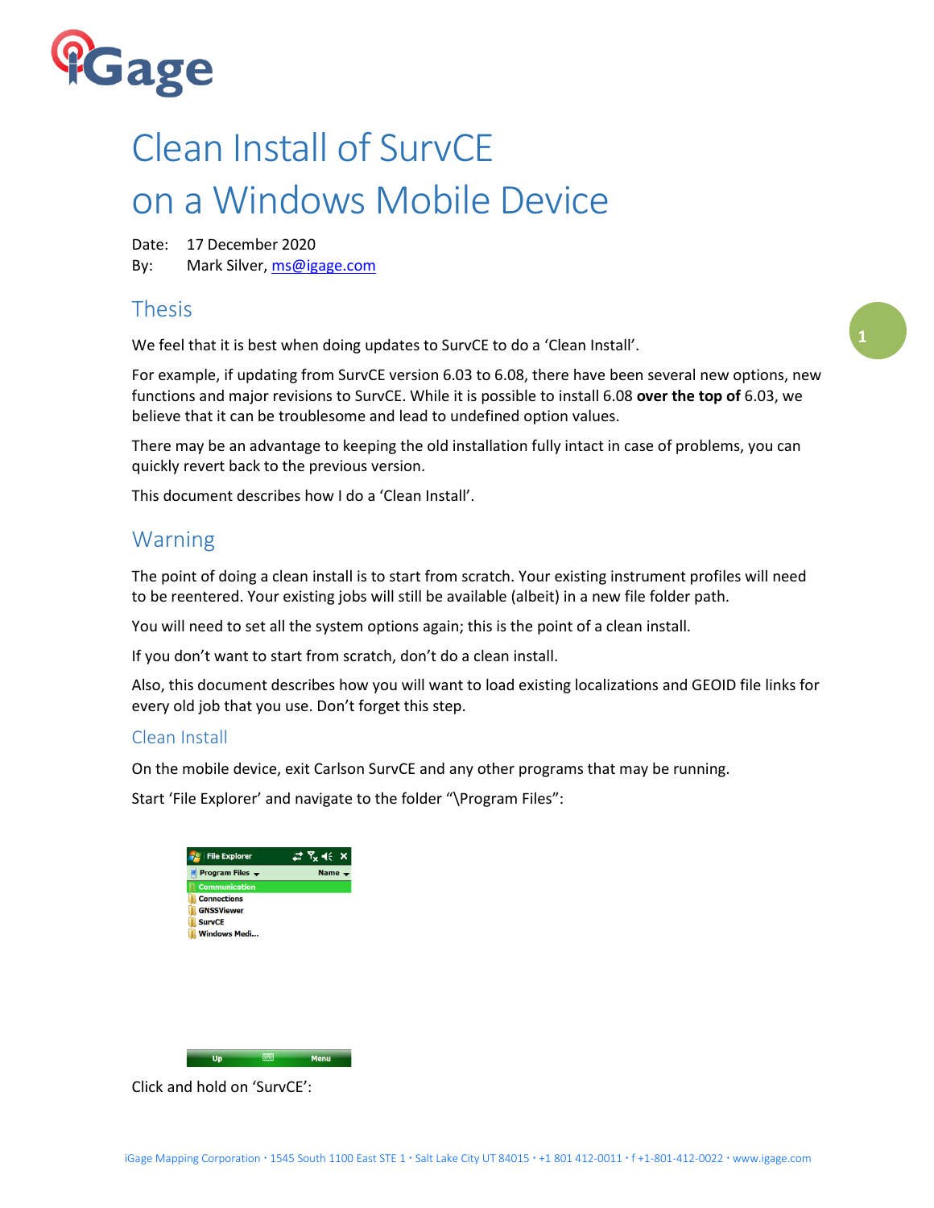# Clean Install of SurvCE on a Windows Mobile Device

Date: 17 December 2020

By: Mark Silver, ms@igage.com

## Thesis

We feel that it is best when doing updates to SurvCE to do a 'Clean Install'.

For example, if updating from SurvCE version 6.03 to 6.08, there have been several new options, new functions and major revisions to SurvCE. While it is possible to install 6.08 **over the top of** 6.03, we believe that it can be troublesome and lead to undefined option values.

There may be an advantage to keeping the old installation fully intact in case of problems, you can quickly revert back to the previous version.

This document describes how I do a 'Clean Install'.

## Warning

The point of doing a clean install is to start from scratch. Your existing instrument profiles will need to be reentered. Your existing jobs will still be available (albeit) in a new file folder path.

You will need to set all the system options again; this is the point of a clean install.

If you don't want to start from scratch, don't do a clean install.

Also, this document describes how you will want to load existing localizations and GEOID file links for every old job that you use. Don't forget this step.

### Clean Install

On the mobile device, exit Carlson SurvCE and any other programs that may be running.

Start 'File Explorer' and navigate to the folder "\Program Files":

Click and hold on 'SurvCE':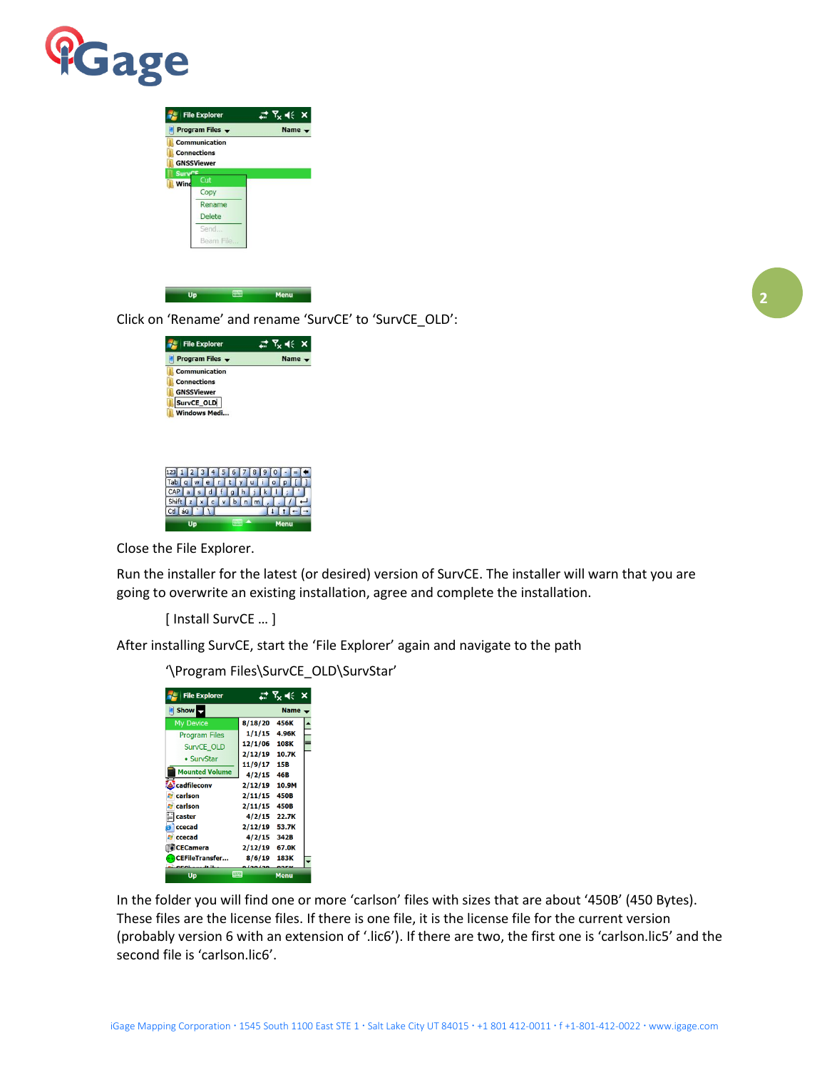Click on 'Rename' and rename 'SurvCE' to 'SurvCE_OLD':

Close the File Explorer.

Run the installer for the latest (or desired) version of SurvCE. The installer will warn that you are going to overwrite an existing installation, agree and complete the installation.

[ Install SurvCE … ]

After installing SurvCE, start the 'File Explorer' again and navigate to the path

'\Program Files\SurvCE_OLD\SurvStar'

In the folder you will find one or more 'carlson' files with sizes that are about '450B' (450 Bytes). These files are the license files. If there is one file, it is the license file for the current version (probably version 6 with an extension of '.lic6'). If there are two, the first one is 'carlson.lic5' and the second file is 'carlson.lic6'.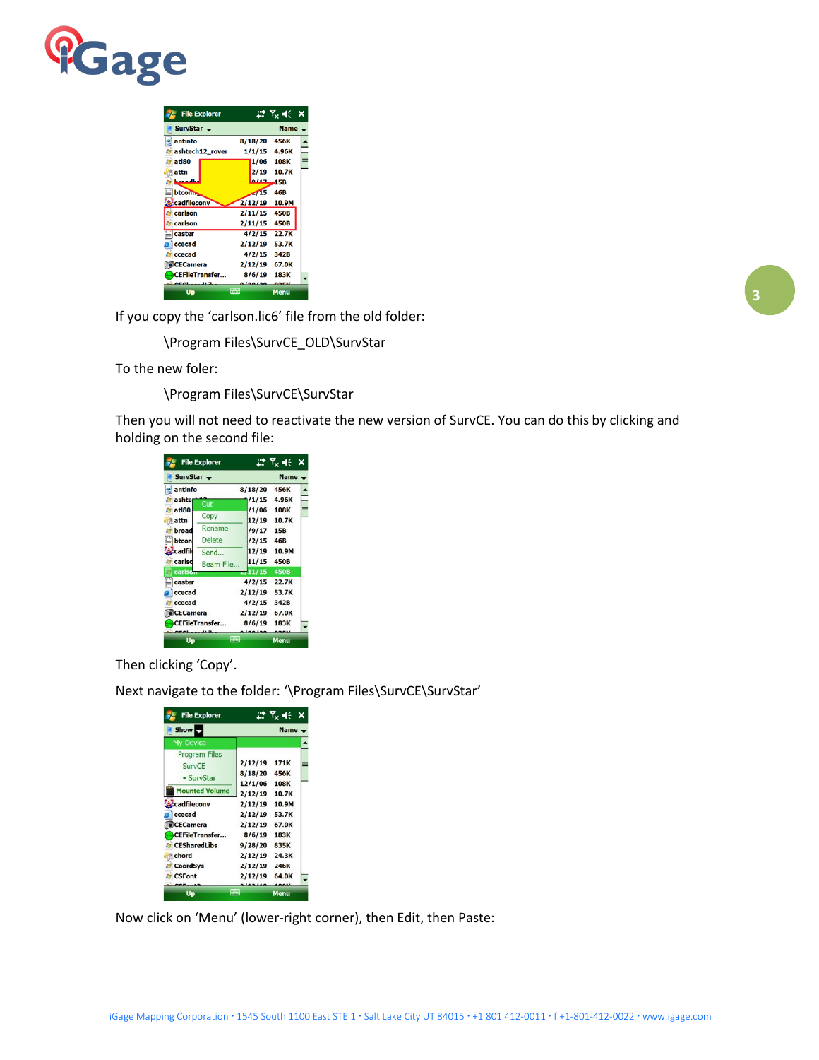If you copy the 'carlson.lic6' file from the old folder:

\Program Files\SurvCE_OLD\SurvStar

To the new foler:

\Program Files\SurvCE\SurvStar

Then you will not need to reactivate the new version of SurvCE. You can do this by clicking and holding on the second file:

Then clicking 'Copy'.

Next navigate to the folder: '\Program Files\SurvCE\SurvStar'

Now click on 'Menu' (lower-right corner), then Edit, then Paste: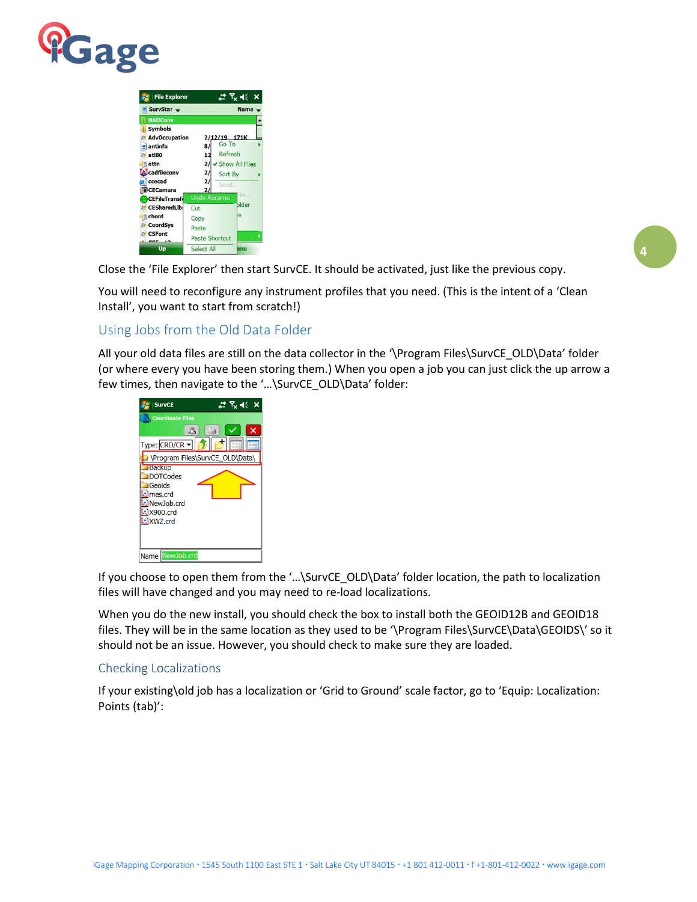Close the 'File Explorer' then start SurvCE. It should be activated, just like the previous copy.

You will need to reconfigure any instrument profiles that you need. (This is the intent of a 'Clean Install', you want to start from scratch!)

## Using Jobs from the Old Data Folder

All your old data files are still on the data collector in the '\Program Files\SurvCE_OLD\Data' folder (or where every you have been storing them.) When you open a job you can just click the up arrow a few times, then navigate to the '…\SurvCE_OLD\Data' folder:

If you choose to open them from the '…\SurvCE_OLD\Data' folder location, the path to localization files will have changed and you may need to re-load localizations.

When you do the new install, you should check the box to install both the GEOID12B and GEOID18 files. They will be in the same location as they used to be '\Program Files\SurvCE\Data\GEOIDS\' so it should not be an issue. However, you should check to make sure they are loaded.

## Checking Localizations

If your existing\old job has a localization or 'Grid to Ground' scale factor, go to 'Equip: Localization: Points (tab)':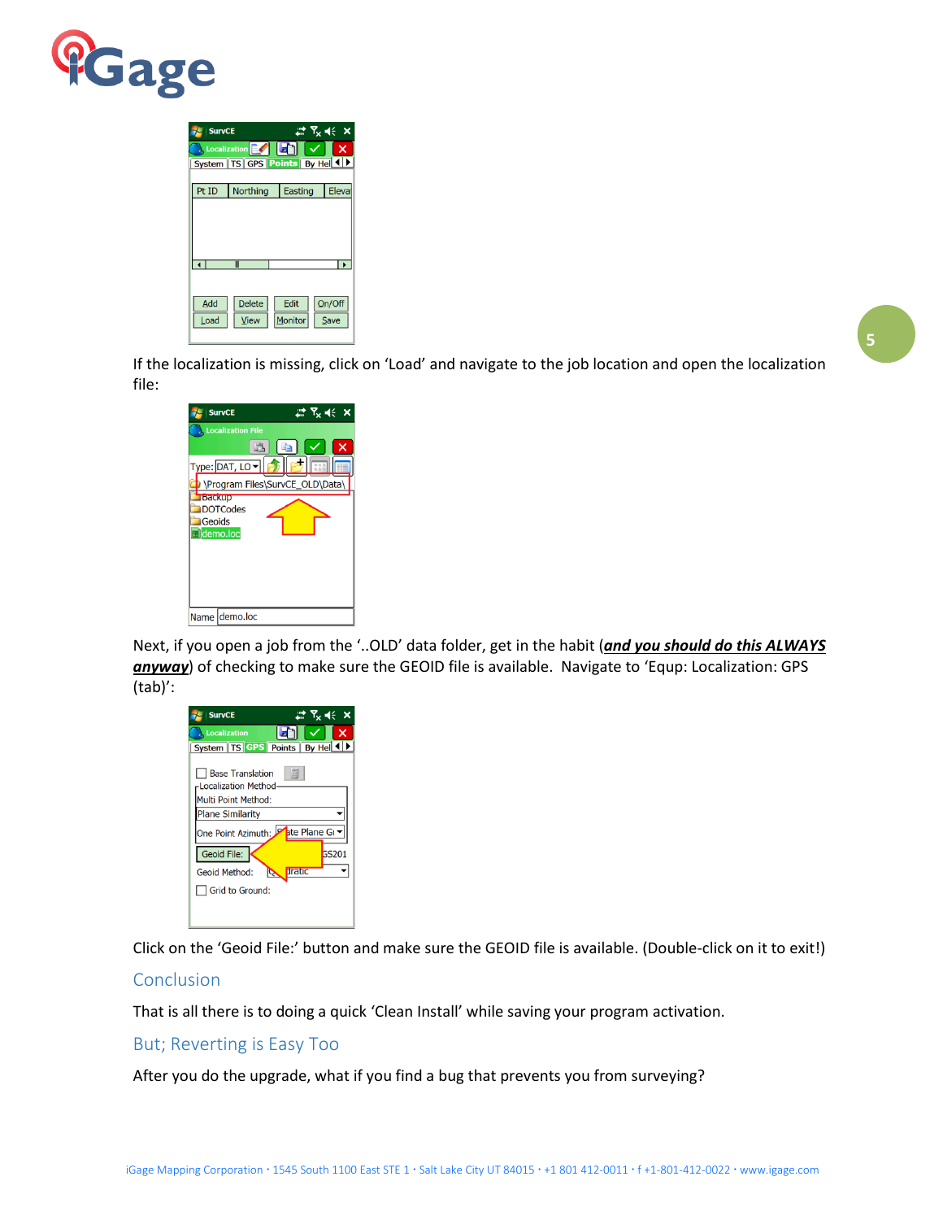If the localization is missing, click on 'Load' and navigate to the job location and open the localization file:

Next, if you open a job from the '..OLD' data folder, get in the habit (***<u>and you should do this ALWAYS anyway</u>***) of checking to make sure the GEOID file is available. Navigate to 'Equp: Localization: GPS (tab)':

Click on the 'Geoid File:' button and make sure the GEOID file is available. (Double-click on it to exit!)

## Conclusion

That is all there is to doing a quick 'Clean Install' while saving your program activation.

## But; Reverting is Easy Too

After you do the upgrade, what if you find a bug that prevents you from surveying?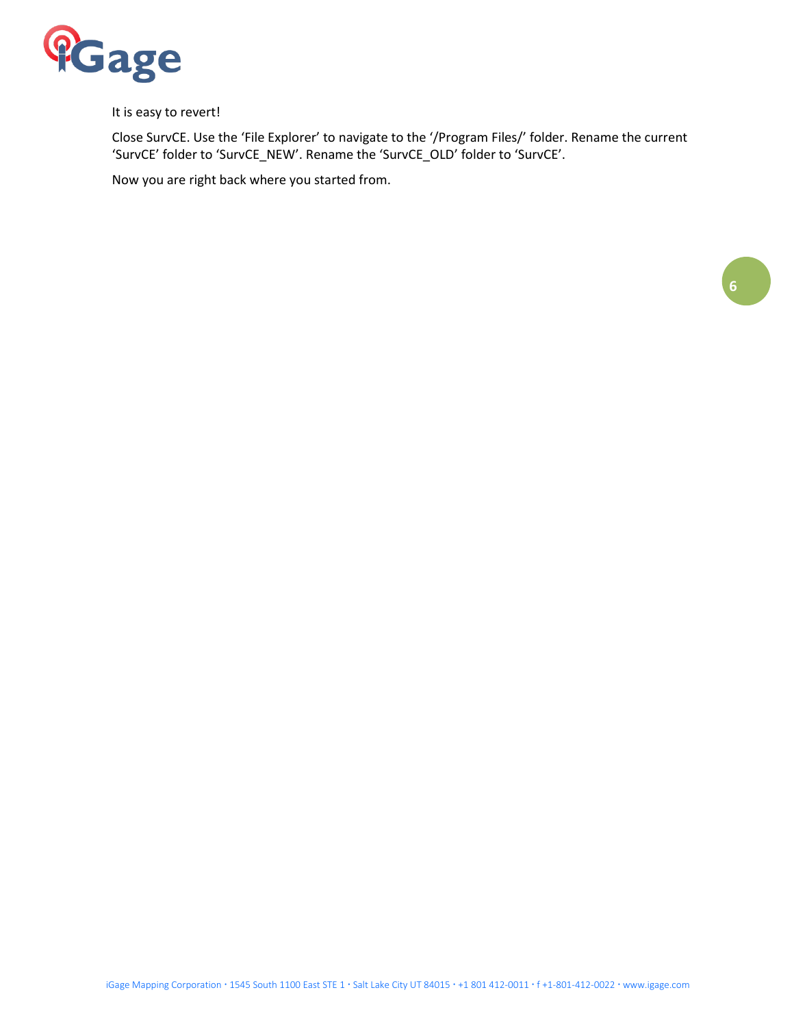It is easy to revert!

Close SurvCE. Use the 'File Explorer' to navigate to the '/Program Files/' folder. Rename the current 'SurvCE' folder to 'SurvCE_NEW'. Rename the 'SurvCE_OLD' folder to 'SurvCE'.

Now you are right back where you started from.